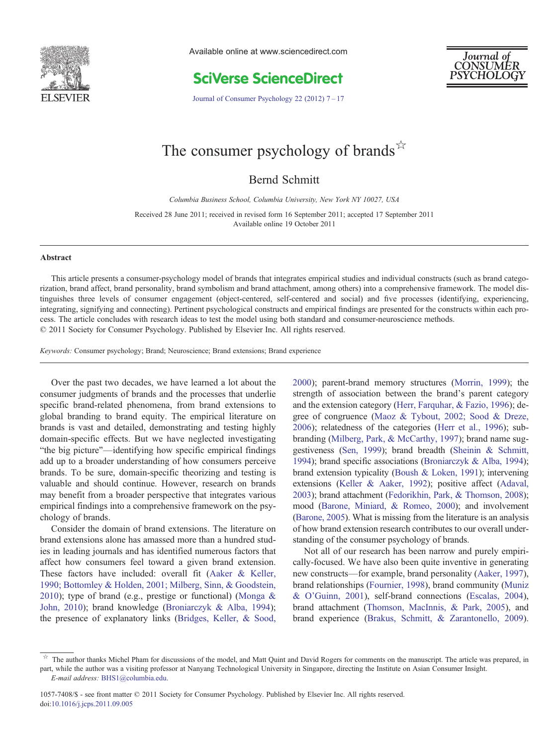# The consumer psychology of brands ☆

Bernd Schmitt

*Columbia Business School, Columbia University, New York NY 10027, USA*

Received 28 June 2011; received in revised form 16 September 2011; accepted 17 September 2011
Available online 19 October 2011

## Abstract

This article presents a consumer-psychology model of brands that integrates empirical studies and individual constructs (such as brand categorization, brand affect, brand personality, brand symbolism and brand attachment, among others) into a comprehensive framework. The model distinguishes three levels of consumer engagement (object-centered, self-centered and social) and five processes (identifying, experiencing, integrating, signifying and connecting). Pertinent psychological constructs and empirical findings are presented for the constructs within each process. The article concludes with research ideas to test the model using both standard and consumer-neuroscience methods.
© 2011 Society for Consumer Psychology. Published by Elsevier Inc. All rights reserved.

*Keywords:* Consumer psychology; Brand; Neuroscience; Brand extensions; Brand experience

Over the past two decades, we have learned a lot about the consumer judgments of brands and the processes that underlie specific brand-related phenomena, from brand extensions to global branding to brand equity. The empirical literature on brands is vast and detailed, demonstrating and testing highly domain-specific effects. But we have neglected investigating "the big picture"—identifying how specific empirical findings add up to a broader understanding of how consumers perceive brands. To be sure, domain-specific theorizing and testing is valuable and should continue. However, research on brands may benefit from a broader perspective that integrates various empirical findings into a comprehensive framework on the psychology of brands.

Consider the domain of brand extensions. The literature on brand extensions alone has amassed more than a hundred studies in leading journals and has identified numerous factors that affect how consumers feel toward a given brand extension. These factors have included: overall fit (Aaker & Keller, 1990; Bottomley & Holden, 2001; Milberg, Sinn, & Goodstein, 2010); type of brand (e.g., prestige or functional) (Monga & John, 2010); brand knowledge (Broniarczyk & Alba, 1994); the presence of explanatory links (Bridges, Keller, & Sood, 2000); parent-brand memory structures (Morrin, 1999); the strength of association between the brand's parent category and the extension category (Herr, Farquhar, & Fazio, 1996); degree of congruence (Maoz & Tybout, 2002; Sood & Dreze, 2006); relatedness of the categories (Herr et al., 1996); sub-branding (Milberg, Park, & McCarthy, 1997); brand name suggestiveness (Sen, 1999); brand breadth (Sheinin & Schmitt, 1994); brand specific associations (Broniarczyk & Alba, 1994); brand extension typicality (Boush & Loken, 1991); intervening extensions (Keller & Aaker, 1992); positive affect (Adaval, 2003); brand attachment (Fedorikhin, Park, & Thomson, 2008); mood (Barone, Miniard, & Romeo, 2000); and involvement (Barone, 2005). What is missing from the literature is an analysis of how brand extension research contributes to our overall understanding of the consumer psychology of brands.

Not all of our research has been narrow and purely empirically-focused. We have also been quite inventive in generating new constructs—for example, brand personality (Aaker, 1997), brand relationships (Fournier, 1998), brand community (Muniz & O'Guinn, 2001), self-brand connections (Escalas, 2004), brand attachment (Thomson, MacInnis, & Park, 2005), and brand experience (Brakus, Schmitt, & Zarantonello, 2009).

☆ The author thanks Michel Pham for discussions of the model, and Matt Quint and David Rogers for comments on the manuscript. The article was prepared, in part, while the author was a visiting professor at Nanyang Technological University in Singapore, directing the Institute on Asian Consumer Insight.
*E-mail address:* BHS1@columbia.edu.

1057-7408/$ - see front matter © 2011 Society for Consumer Psychology. Published by Elsevier Inc. All rights reserved.
doi:10.1016/j.jcps.2011.09.005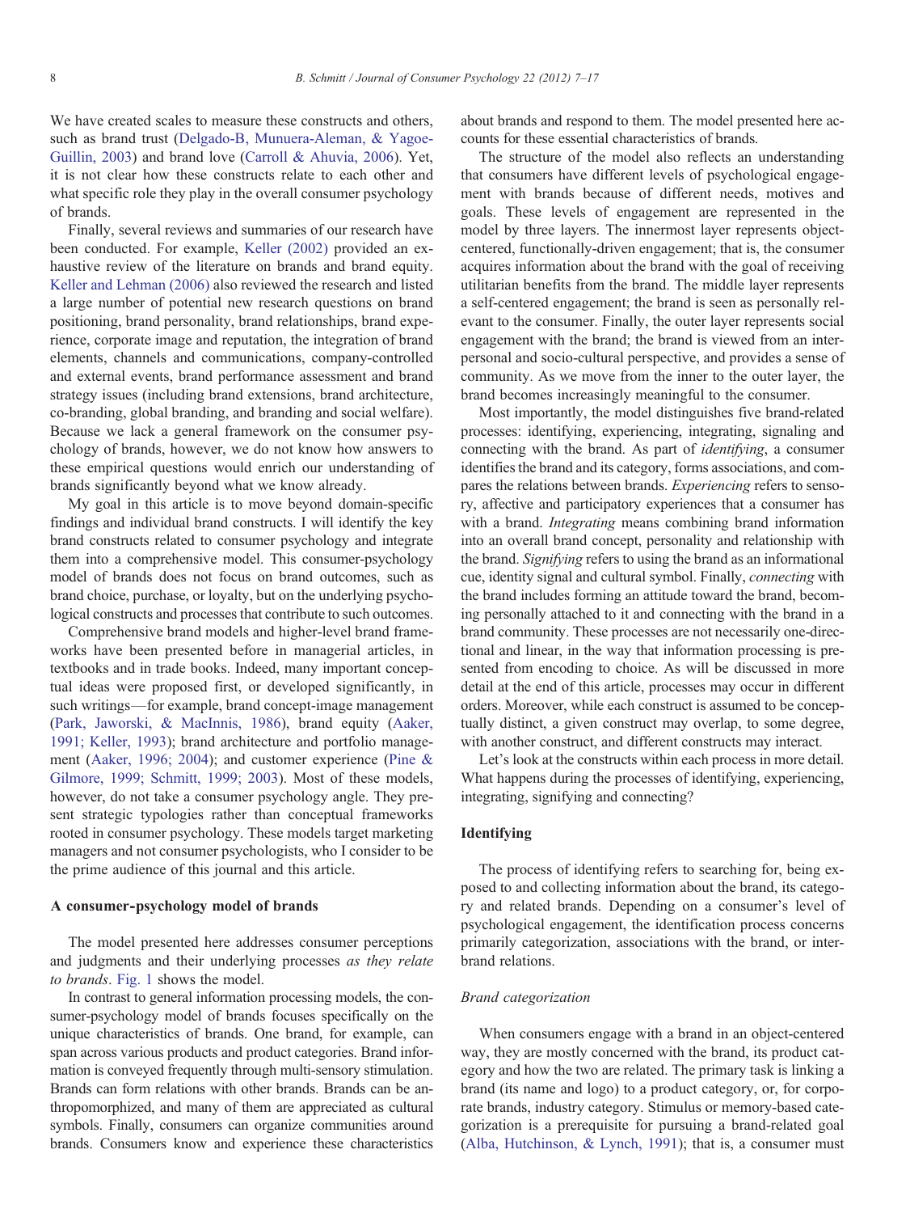We have created scales to measure these constructs and others, such as brand trust (Delgado-B, Munuera-Aleman, & Yagoe-Guillin, 2003) and brand love (Carroll & Ahuvia, 2006). Yet, it is not clear how these constructs relate to each other and what specific role they play in the overall consumer psychology of brands.

Finally, several reviews and summaries of our research have been conducted. For example, Keller (2002) provided an exhaustive review of the literature on brands and brand equity. Keller and Lehman (2006) also reviewed the research and listed a large number of potential new research questions on brand positioning, brand personality, brand relationships, brand experience, corporate image and reputation, the integration of brand elements, channels and communications, company-controlled and external events, brand performance assessment and brand strategy issues (including brand extensions, brand architecture, co-branding, global branding, and branding and social welfare). Because we lack a general framework on the consumer psychology of brands, however, we do not know how answers to these empirical questions would enrich our understanding of brands significantly beyond what we know already.

My goal in this article is to move beyond domain-specific findings and individual brand constructs. I will identify the key brand constructs related to consumer psychology and integrate them into a comprehensive model. This consumer-psychology model of brands does not focus on brand outcomes, such as brand choice, purchase, or loyalty, but on the underlying psychological constructs and processes that contribute to such outcomes.

Comprehensive brand models and higher-level brand frameworks have been presented before in managerial articles, in textbooks and in trade books. Indeed, many important conceptual ideas were proposed first, or developed significantly, in such writings—for example, brand concept-image management (Park, Jaworski, & MacInnis, 1986), brand equity (Aaker, 1991; Keller, 1993); brand architecture and portfolio management (Aaker, 1996; 2004); and customer experience (Pine & Gilmore, 1999; Schmitt, 1999; 2003). Most of these models, however, do not take a consumer psychology angle. They present strategic typologies rather than conceptual frameworks rooted in consumer psychology. These models target marketing managers and not consumer psychologists, who I consider to be the prime audience of this journal and this article.

## A consumer-psychology model of brands

The model presented here addresses consumer perceptions and judgments and their underlying processes *as they relate to brands*. Fig. 1 shows the model.

In contrast to general information processing models, the consumer-psychology model of brands focuses specifically on the unique characteristics of brands. One brand, for example, can span across various products and product categories. Brand information is conveyed frequently through multi-sensory stimulation. Brands can form relations with other brands. Brands can be anthropomorphized, and many of them are appreciated as cultural symbols. Finally, consumers can organize communities around brands. Consumers know and experience these characteristics about brands and respond to them. The model presented here accounts for these essential characteristics of brands.

The structure of the model also reflects an understanding that consumers have different levels of psychological engagement with brands because of different needs, motives and goals. These levels of engagement are represented in the model by three layers. The innermost layer represents object-centered, functionally-driven engagement; that is, the consumer acquires information about the brand with the goal of receiving utilitarian benefits from the brand. The middle layer represents a self-centered engagement; the brand is seen as personally relevant to the consumer. Finally, the outer layer represents social engagement with the brand; the brand is viewed from an interpersonal and socio-cultural perspective, and provides a sense of community. As we move from the inner to the outer layer, the brand becomes increasingly meaningful to the consumer.

Most importantly, the model distinguishes five brand-related processes: identifying, experiencing, integrating, signaling and connecting with the brand. As part of *identifying*, a consumer identifies the brand and its category, forms associations, and compares the relations between brands. *Experiencing* refers to sensory, affective and participatory experiences that a consumer has with a brand. *Integrating* means combining brand information into an overall brand concept, personality and relationship with the brand. *Signifying* refers to using the brand as an informational cue, identity signal and cultural symbol. Finally, *connecting* with the brand includes forming an attitude toward the brand, becoming personally attached to it and connecting with the brand in a brand community. These processes are not necessarily one-directional and linear, in the way that information processing is presented from encoding to choice. As will be discussed in more detail at the end of this article, processes may occur in different orders. Moreover, while each construct is assumed to be conceptually distinct, a given construct may overlap, to some degree, with another construct, and different constructs may interact.

Let's look at the constructs within each process in more detail. What happens during the processes of identifying, experiencing, integrating, signifying and connecting?

### Identifying

The process of identifying refers to searching for, being exposed to and collecting information about the brand, its category and related brands. Depending on a consumer's level of psychological engagement, the identification process concerns primarily categorization, associations with the brand, or inter-brand relations.

#### *Brand categorization*

When consumers engage with a brand in an object-centered way, they are mostly concerned with the brand, its product category and how the two are related. The primary task is linking a brand (its name and logo) to a product category, or, for corporate brands, industry category. Stimulus or memory-based categorization is a prerequisite for pursuing a brand-related goal (Alba, Hutchinson, & Lynch, 1991); that is, a consumer must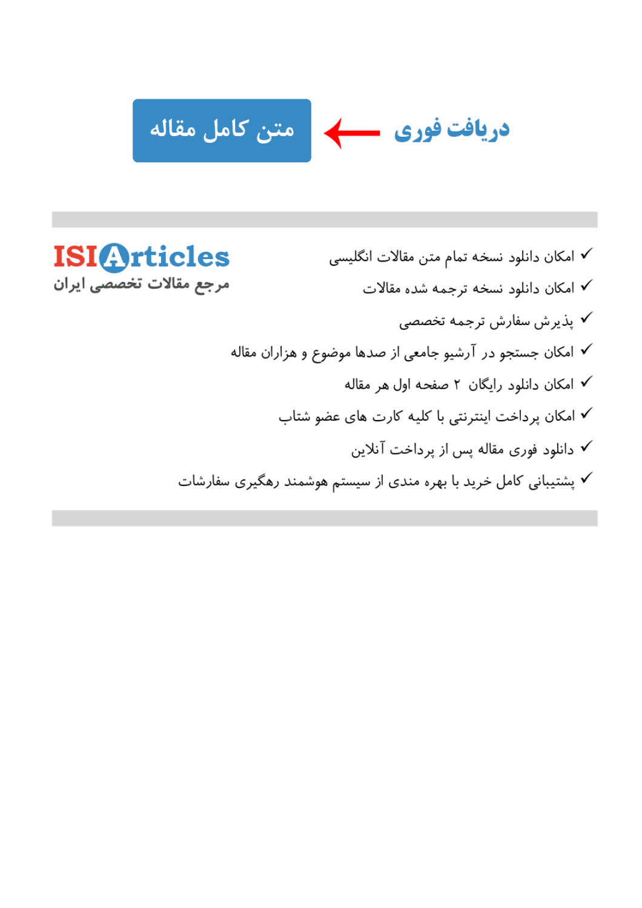دریافت فوری ← متن کامل مقاله

**ISIArticles**
مرجع مقالات تخصصی ایران

- ✓ امکان دانلود نسخه تمام متن مقالات انگلیسی
- ✓ امکان دانلود نسخه ترجمه شده مقالات
- ✓ پذیرش سفارش ترجمه تخصصی
- ✓ امکان جستجو در آرشیو جامعی از صدها موضوع و هزاران مقاله
- ✓ امکان دانلود رایگان ۲ صفحه اول هر مقاله
- ✓ امکان پرداخت اینترنتی با کلیه کارت های عضو شتاب
- ✓ دانلود فوری مقاله پس از پرداخت آنلاین
- ✓ پشتیبانی کامل خرید با بهره مندی از سیستم هوشمند رهگیری سفارشات